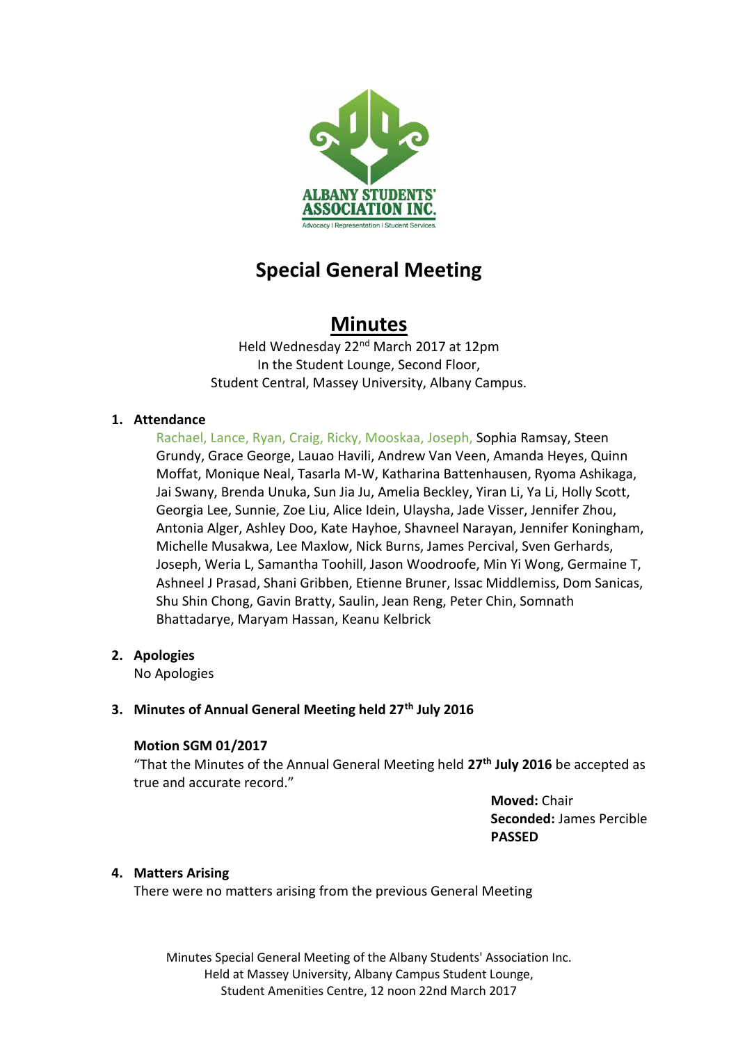# Special General Meeting

## Minutes

Held Wednesday 22nd March 2017 at 12pm
In the Student Lounge, Second Floor,
Student Central, Massey University, Albany Campus.

1. **Attendance**

   Rachael, Lance, Ryan, Craig, Ricky, Mooskaa, Joseph, Sophia Ramsay, Steen Grundy, Grace George, Lauao Havili, Andrew Van Veen, Amanda Heyes, Quinn Moffat, Monique Neal, Tasarla M-W, Katharina Battenhausen, Ryoma Ashikaga, Jai Swany, Brenda Unuka, Sun Jia Ju, Amelia Beckley, Yiran Li, Ya Li, Holly Scott, Georgia Lee, Sunnie, Zoe Liu, Alice Idein, Ulaysha, Jade Visser, Jennifer Zhou, Antonia Alger, Ashley Doo, Kate Hayhoe, Shavneel Narayan, Jennifer Koningham, Michelle Musakwa, Lee Maxlow, Nick Burns, James Percival, Sven Gerhards, Joseph, Weria L, Samantha Toohill, Jason Woodroofe, Min Yi Wong, Germaine T, Ashneel J Prasad, Shani Gribben, Etienne Bruner, Issac Middlemiss, Dom Sanicas, Shu Shin Chong, Gavin Bratty, Saulin, Jean Reng, Peter Chin, Somnath Bhattadarye, Maryam Hassan, Keanu Kelbrick

2. **Apologies**

   No Apologies

3. **Minutes of Annual General Meeting held 27th July 2016**

   **Motion SGM 01/2017**

   "That the Minutes of the Annual General Meeting held **27th July 2016** be accepted as true and accurate record."

   **Moved:** Chair
   **Seconded:** James Percible
   **PASSED**

4. **Matters Arising**

   There were no matters arising from the previous General Meeting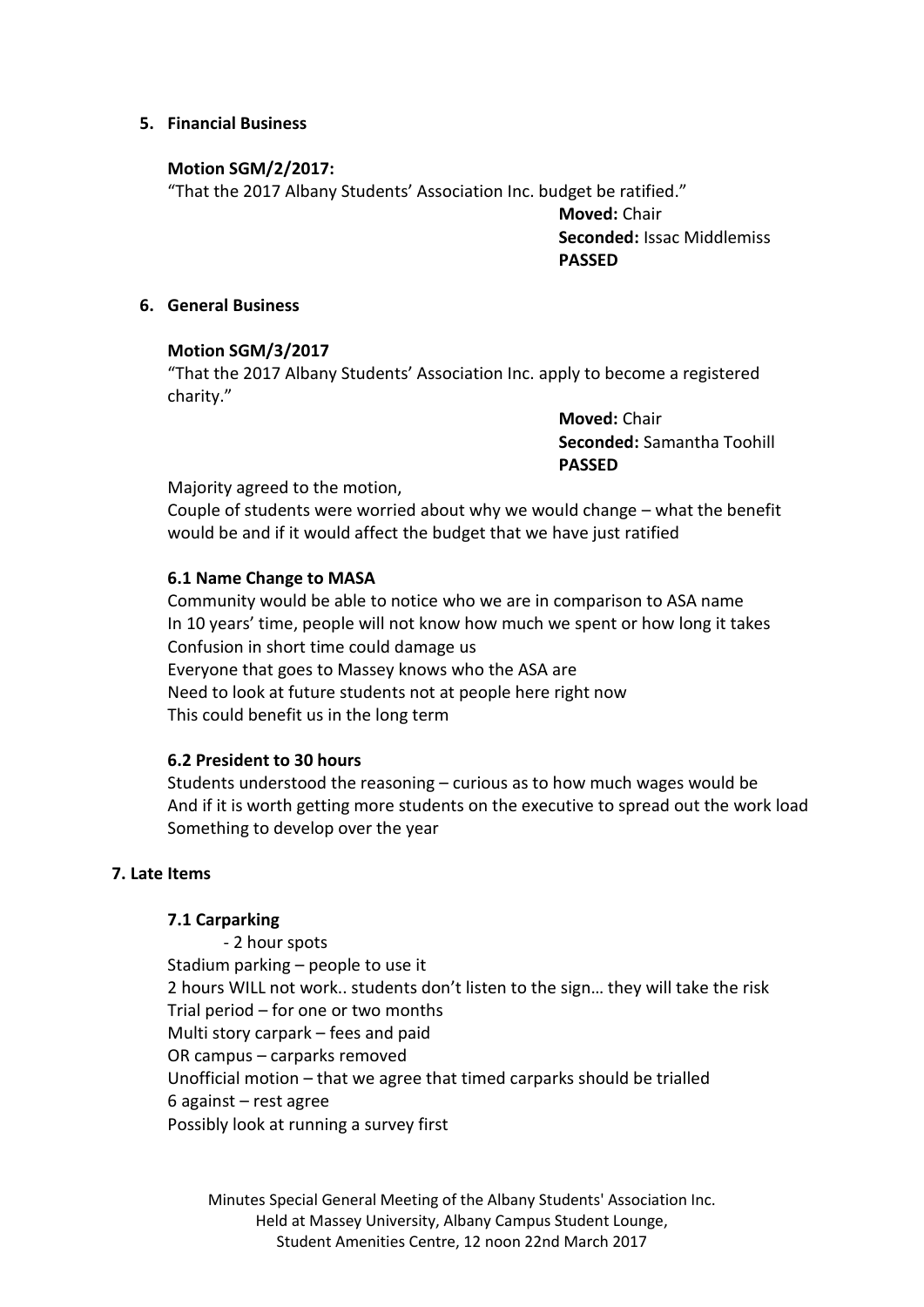## 5. Financial Business

**Motion SGM/2/2017:**

"That the 2017 Albany Students' Association Inc. budget be ratified."

**Moved:** Chair
**Seconded:** Issac Middlemiss
**PASSED**

## 6. General Business

**Motion SGM/3/2017**

"That the 2017 Albany Students' Association Inc. apply to become a registered charity."

**Moved:** Chair
**Seconded:** Samantha Toohill
**PASSED**

Majority agreed to the motion,
Couple of students were worried about why we would change – what the benefit would be and if it would affect the budget that we have just ratified

### 6.1 Name Change to MASA

Community would be able to notice who we are in comparison to ASA name
In 10 years' time, people will not know how much we spent or how long it takes
Confusion in short time could damage us
Everyone that goes to Massey knows who the ASA are
Need to look at future students not at people here right now
This could benefit us in the long term

### 6.2 President to 30 hours

Students understood the reasoning – curious as to how much wages would be
And if it is worth getting more students on the executive to spread out the work load
Something to develop over the year

## 7. Late Items

### 7.1 Carparking

- 2 hour spots

Stadium parking – people to use it
2 hours WILL not work.. students don't listen to the sign… they will take the risk
Trial period – for one or two months
Multi story carpark – fees and paid
OR campus – carparks removed
Unofficial motion – that we agree that timed carparks should be trialled
6 against – rest agree
Possibly look at running a survey first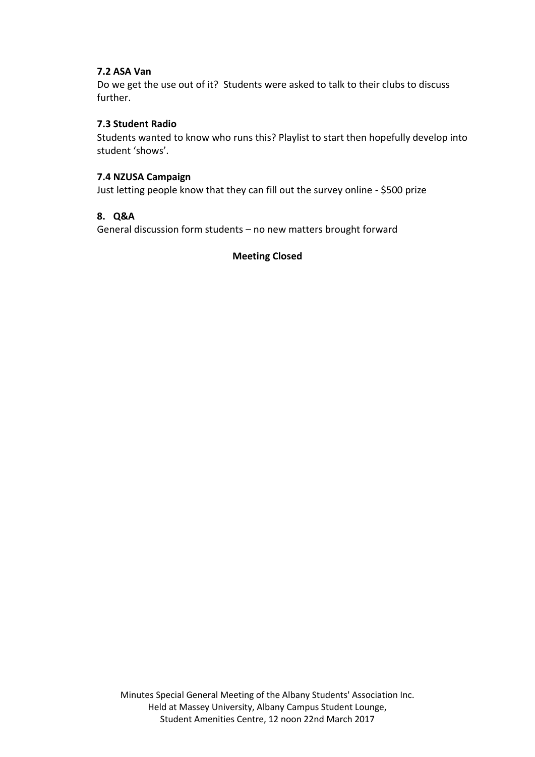**7.2 ASA Van**

Do we get the use out of it? Students were asked to talk to their clubs to discuss further.

**7.3 Student Radio**

Students wanted to know who runs this? Playlist to start then hopefully develop into student 'shows'.

**7.4 NZUSA Campaign**

Just letting people know that they can fill out the survey online - $500 prize

**8. Q&A**

General discussion form students – no new matters brought forward

**Meeting Closed**